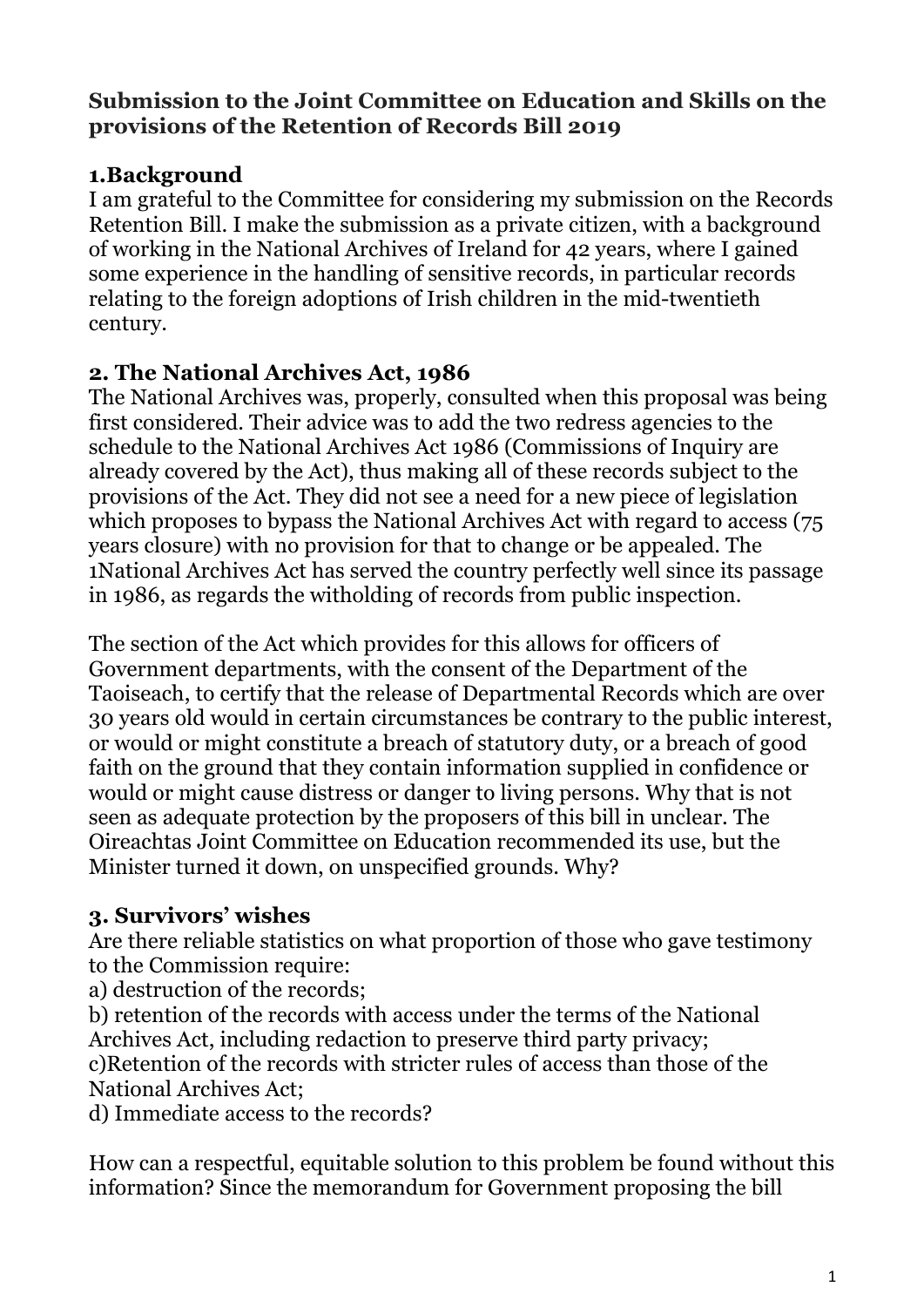**Submission to the Joint Committee on Education and Skills on the provisions of the Retention of Records Bill 2019**

## 1.Background

I am grateful to the Committee for considering my submission on the Records Retention Bill. I make the submission as a private citizen, with a background of working in the National Archives of Ireland for 42 years, where I gained some experience in the handling of sensitive records, in particular records relating to the foreign adoptions of Irish children in the mid-twentieth century.

## 2. The National Archives Act, 1986

The National Archives was, properly, consulted when this proposal was being first considered. Their advice was to add the two redress agencies to the schedule to the National Archives Act 1986 (Commissions of Inquiry are already covered by the Act), thus making all of these records subject to the provisions of the Act. They did not see a need for a new piece of legislation which proposes to bypass the National Archives Act with regard to access (75 years closure) with no provision for that to change or be appealed. The 1National Archives Act has served the country perfectly well since its passage in 1986, as regards the witholding of records from public inspection.

The section of the Act which provides for this allows for officers of Government departments, with the consent of the Department of the Taoiseach, to certify that the release of Departmental Records which are over 30 years old would in certain circumstances be contrary to the public interest, or would or might constitute a breach of statutory duty, or a breach of good faith on the ground that they contain information supplied in confidence or would or might cause distress or danger to living persons. Why that is not seen as adequate protection by the proposers of this bill in unclear. The Oireachtas Joint Committee on Education recommended its use, but the Minister turned it down, on unspecified grounds. Why?

## 3. Survivors' wishes

Are there reliable statistics on what proportion of those who gave testimony to the Commission require:

a) destruction of the records;

b) retention of the records with access under the terms of the National Archives Act, including redaction to preserve third party privacy;

c)Retention of the records with stricter rules of access than those of the National Archives Act;

d) Immediate access to the records?

How can a respectful, equitable solution to this problem be found without this information? Since the memorandum for Government proposing the bill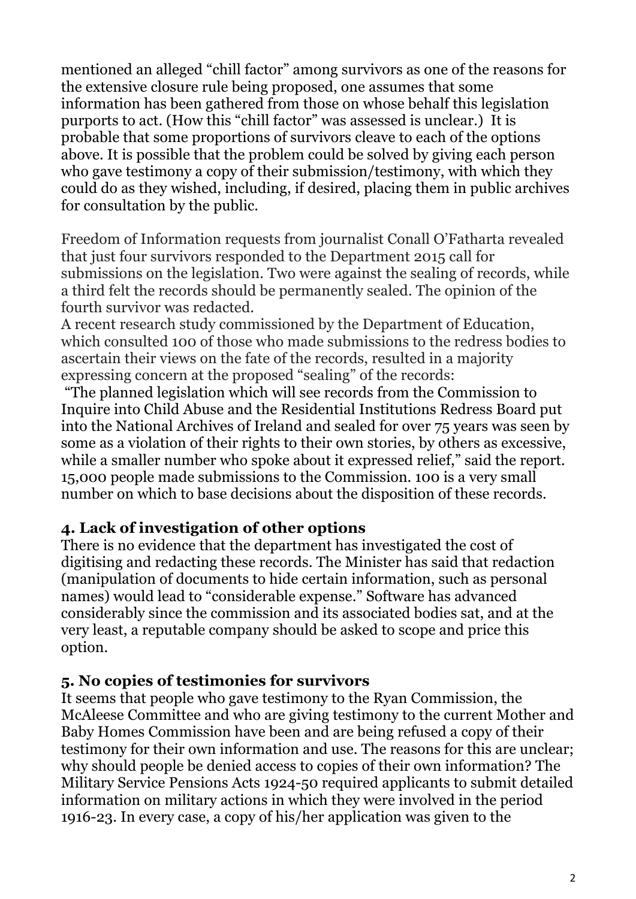mentioned an alleged "chill factor" among survivors as one of the reasons for the extensive closure rule being proposed, one assumes that some information has been gathered from those on whose behalf this legislation purports to act. (How this "chill factor" was assessed is unclear.) It is probable that some proportions of survivors cleave to each of the options above. It is possible that the problem could be solved by giving each person who gave testimony a copy of their submission/testimony, with which they could do as they wished, including, if desired, placing them in public archives for consultation by the public.

Freedom of Information requests from journalist Conall O'Fatharta revealed that just four survivors responded to the Department 2015 call for submissions on the legislation. Two were against the sealing of records, while a third felt the records should be permanently sealed. The opinion of the fourth survivor was redacted.
A recent research study commissioned by the Department of Education, which consulted 100 of those who made submissions to the redress bodies to ascertain their views on the fate of the records, resulted in a majority expressing concern at the proposed "sealing" of the records:
"The planned legislation which will see records from the Commission to Inquire into Child Abuse and the Residential Institutions Redress Board put into the National Archives of Ireland and sealed for over 75 years was seen by some as a violation of their rights to their own stories, by others as excessive, while a smaller number who spoke about it expressed relief," said the report. 15,000 people made submissions to the Commission. 100 is a very small number on which to base decisions about the disposition of these records.

**4. Lack of investigation of other options**

There is no evidence that the department has investigated the cost of digitising and redacting these records. The Minister has said that redaction (manipulation of documents to hide certain information, such as personal names) would lead to "considerable expense." Software has advanced considerably since the commission and its associated bodies sat, and at the very least, a reputable company should be asked to scope and price this option.

**5. No copies of testimonies for survivors**

It seems that people who gave testimony to the Ryan Commission, the McAleese Committee and who are giving testimony to the current Mother and Baby Homes Commission have been and are being refused a copy of their testimony for their own information and use. The reasons for this are unclear; why should people be denied access to copies of their own information? The Military Service Pensions Acts 1924-50 required applicants to submit detailed information on military actions in which they were involved in the period 1916-23. In every case, a copy of his/her application was given to the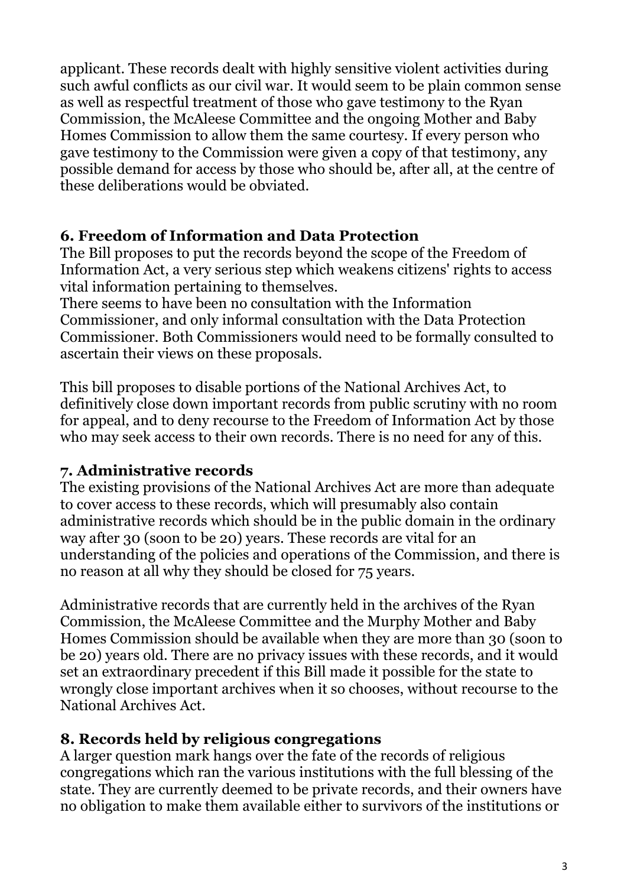applicant. These records dealt with highly sensitive violent activities during such awful conflicts as our civil war. It would seem to be plain common sense as well as respectful treatment of those who gave testimony to the Ryan Commission, the McAleese Committee and the ongoing Mother and Baby Homes Commission to allow them the same courtesy. If every person who gave testimony to the Commission were given a copy of that testimony, any possible demand for access by those who should be, after all, at the centre of these deliberations would be obviated.

### 6. Freedom of Information and Data Protection

The Bill proposes to put the records beyond the scope of the Freedom of Information Act, a very serious step which weakens citizens' rights to access vital information pertaining to themselves.

There seems to have been no consultation with the Information Commissioner, and only informal consultation with the Data Protection Commissioner. Both Commissioners would need to be formally consulted to ascertain their views on these proposals.

This bill proposes to disable portions of the National Archives Act, to definitively close down important records from public scrutiny with no room for appeal, and to deny recourse to the Freedom of Information Act by those who may seek access to their own records. There is no need for any of this.

### 7. Administrative records

The existing provisions of the National Archives Act are more than adequate to cover access to these records, which will presumably also contain administrative records which should be in the public domain in the ordinary way after 30 (soon to be 20) years. These records are vital for an understanding of the policies and operations of the Commission, and there is no reason at all why they should be closed for 75 years.

Administrative records that are currently held in the archives of the Ryan Commission, the McAleese Committee and the Murphy Mother and Baby Homes Commission should be available when they are more than 30 (soon to be 20) years old. There are no privacy issues with these records, and it would set an extraordinary precedent if this Bill made it possible for the state to wrongly close important archives when it so chooses, without recourse to the National Archives Act.

### 8. Records held by religious congregations

A larger question mark hangs over the fate of the records of religious congregations which ran the various institutions with the full blessing of the state. They are currently deemed to be private records, and their owners have no obligation to make them available either to survivors of the institutions or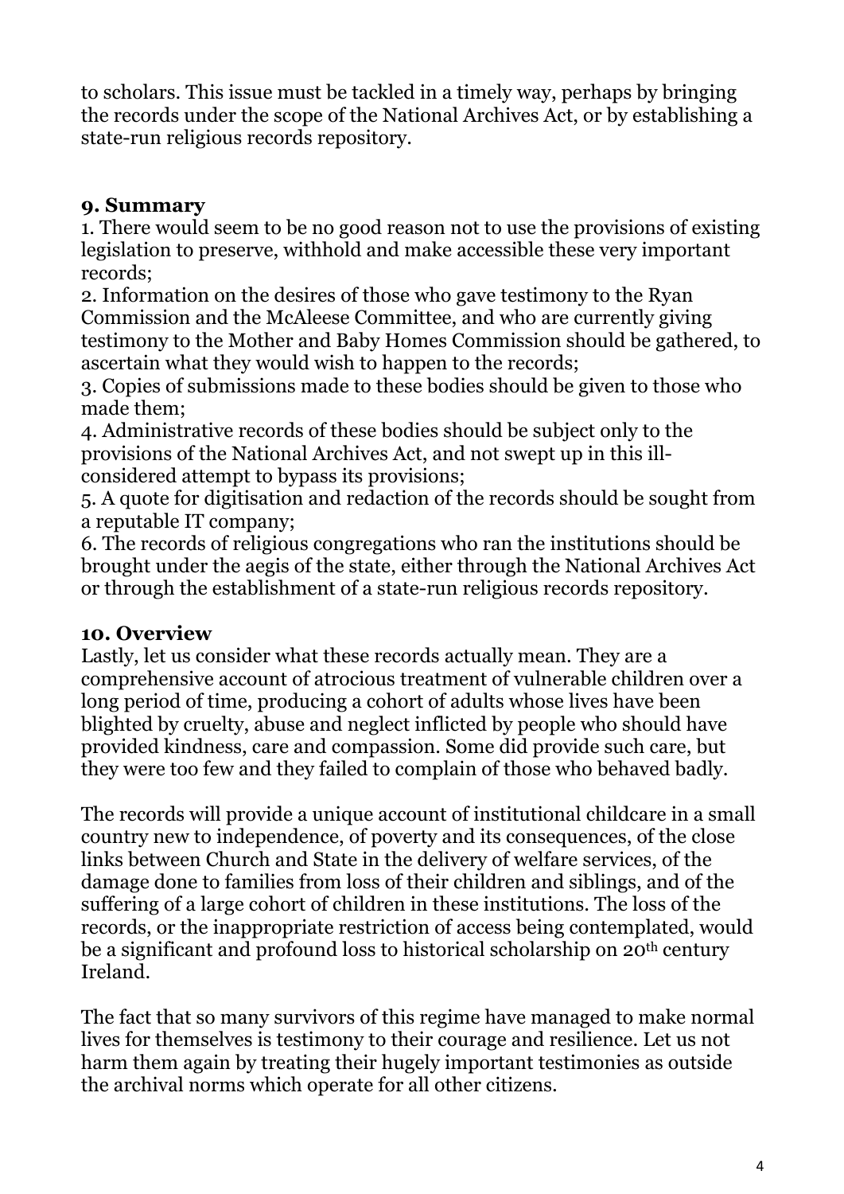to scholars. This issue must be tackled in a timely way, perhaps by bringing the records under the scope of the National Archives Act, or by establishing a state-run religious records repository.

## 9. Summary

1. There would seem to be no good reason not to use the provisions of existing legislation to preserve, withhold and make accessible these very important records;
2. Information on the desires of those who gave testimony to the Ryan Commission and the McAleese Committee, and who are currently giving testimony to the Mother and Baby Homes Commission should be gathered, to ascertain what they would wish to happen to the records;
3. Copies of submissions made to these bodies should be given to those who made them;
4. Administrative records of these bodies should be subject only to the provisions of the National Archives Act, and not swept up in this ill-considered attempt to bypass its provisions;
5. A quote for digitisation and redaction of the records should be sought from a reputable IT company;
6. The records of religious congregations who ran the institutions should be brought under the aegis of the state, either through the National Archives Act or through the establishment of a state-run religious records repository.

## 10. Overview

Lastly, let us consider what these records actually mean. They are a comprehensive account of atrocious treatment of vulnerable children over a long period of time, producing a cohort of adults whose lives have been blighted by cruelty, abuse and neglect inflicted by people who should have provided kindness, care and compassion. Some did provide such care, but they were too few and they failed to complain of those who behaved badly.

The records will provide a unique account of institutional childcare in a small country new to independence, of poverty and its consequences, of the close links between Church and State in the delivery of welfare services, of the damage done to families from loss of their children and siblings, and of the suffering of a large cohort of children in these institutions. The loss of the records, or the inappropriate restriction of access being contemplated, would be a significant and profound loss to historical scholarship on 20th century Ireland.

The fact that so many survivors of this regime have managed to make normal lives for themselves is testimony to their courage and resilience. Let us not harm them again by treating their hugely important testimonies as outside the archival norms which operate for all other citizens.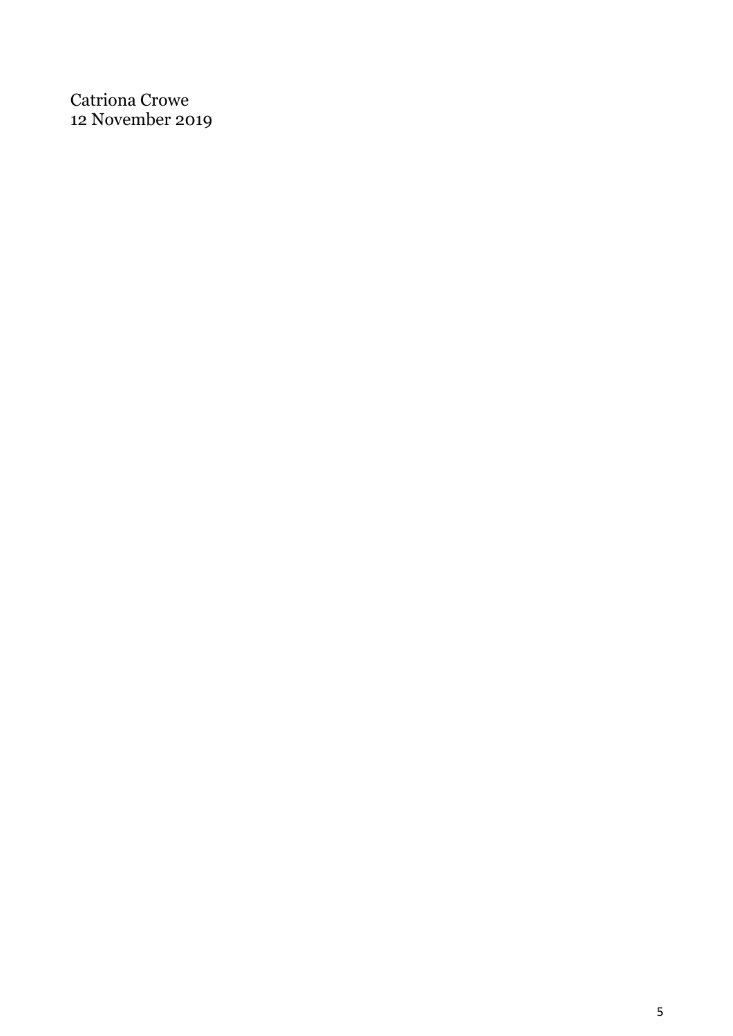Catriona Crowe
12 November 2019